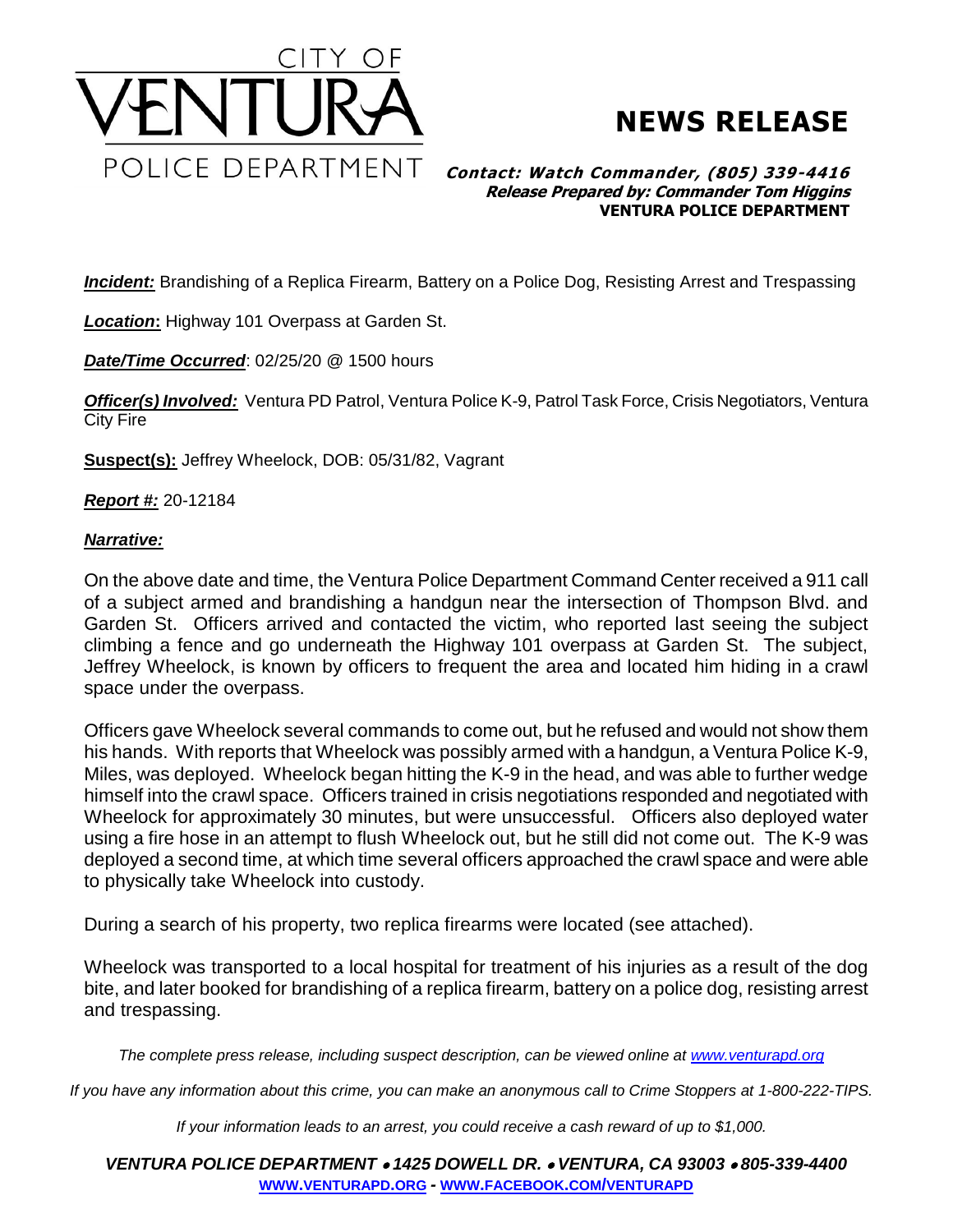CITY OF

VENTURA

POLICE DEPARTMENT

# NEWS RELEASE

***Contact: Watch Commander, (805) 339-4416***
***Release Prepared by: Commander Tom Higgins***
**VENTURA POLICE DEPARTMENT**

***Incident:*** Brandishing of a Replica Firearm, Battery on a Police Dog, Resisting Arrest and Trespassing

***Location*:** Highway 101 Overpass at Garden St.

***Date/Time Occurred***: 02/25/20 @ 1500 hours

***Officer(s) Involved:*** Ventura PD Patrol, Ventura Police K-9, Patrol Task Force, Crisis Negotiators, Ventura City Fire

**Suspect(s):** Jeffrey Wheelock, DOB: 05/31/82, Vagrant

***Report #:*** 20-12184

***Narrative:***

On the above date and time, the Ventura Police Department Command Center received a 911 call of a subject armed and brandishing a handgun near the intersection of Thompson Blvd. and Garden St. Officers arrived and contacted the victim, who reported last seeing the subject climbing a fence and go underneath the Highway 101 overpass at Garden St. The subject, Jeffrey Wheelock, is known by officers to frequent the area and located him hiding in a crawl space under the overpass.

Officers gave Wheelock several commands to come out, but he refused and would not show them his hands. With reports that Wheelock was possibly armed with a handgun, a Ventura Police K-9, Miles, was deployed. Wheelock began hitting the K-9 in the head, and was able to further wedge himself into the crawl space. Officers trained in crisis negotiations responded and negotiated with Wheelock for approximately 30 minutes, but were unsuccessful. Officers also deployed water using a fire hose in an attempt to flush Wheelock out, but he still did not come out. The K-9 was deployed a second time, at which time several officers approached the crawl space and were able to physically take Wheelock into custody.

During a search of his property, two replica firearms were located (see attached).

Wheelock was transported to a local hospital for treatment of his injuries as a result of the dog bite, and later booked for brandishing of a replica firearm, battery on a police dog, resisting arrest and trespassing.

*The complete press release, including suspect description, can be viewed online at [www.venturapd.org](http://www.venturapd.org)*

*If you have any information about this crime, you can make an anonymous call to Crime Stoppers at 1-800-222-TIPS.*

*If your information leads to an arrest, you could receive a cash reward of up to $1,000.*

***VENTURA POLICE DEPARTMENT • 1425 DOWELL DR. • VENTURA, CA 93003 • 805-339-4400***
**[WWW.VENTURAPD.ORG](http://www.venturapd.org) - [WWW.FACEBOOK.COM/VENTURAPD](http://www.facebook.com/venturapd)**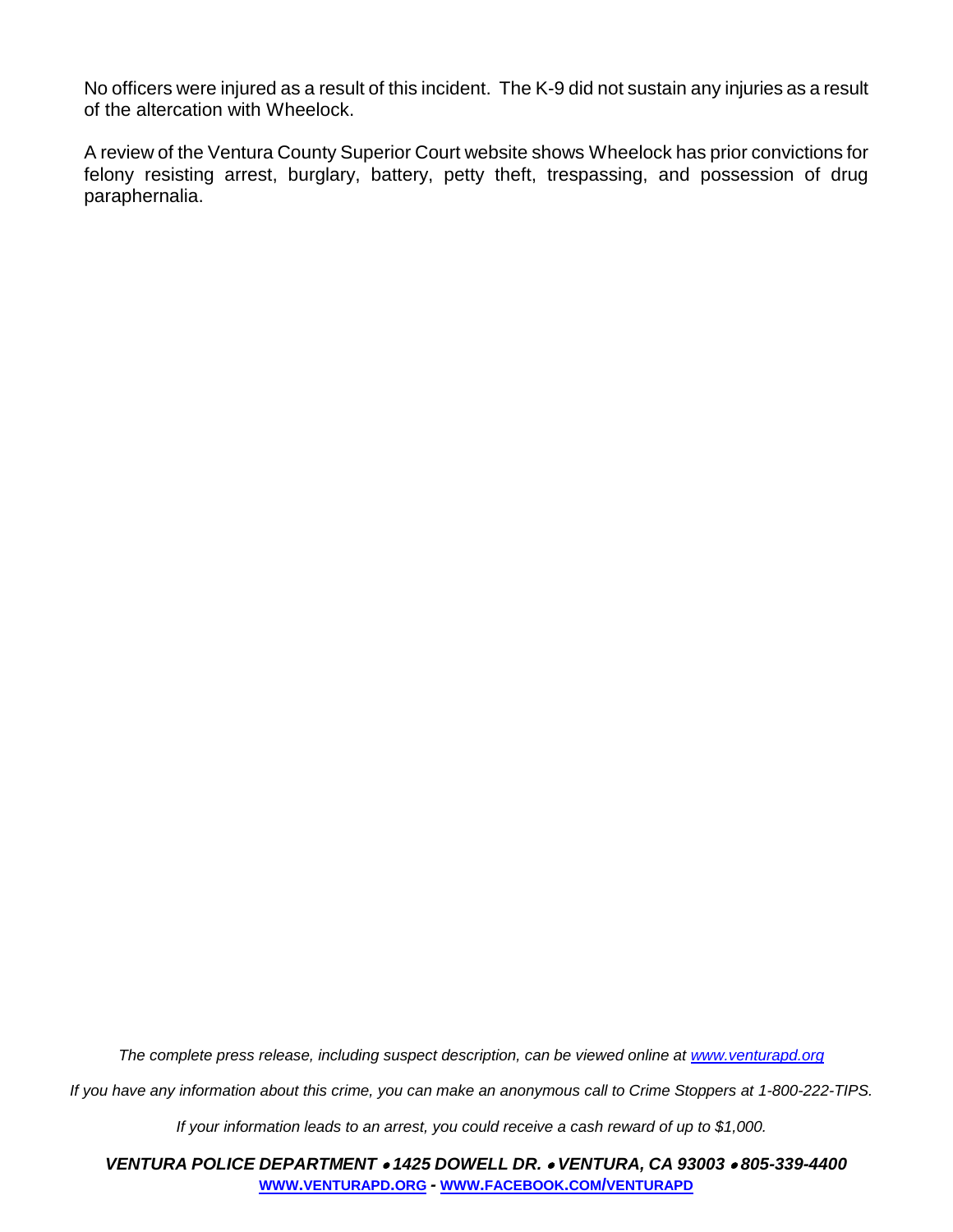No officers were injured as a result of this incident. The K-9 did not sustain any injuries as a result of the altercation with Wheelock.

A review of the Ventura County Superior Court website shows Wheelock has prior convictions for felony resisting arrest, burglary, battery, petty theft, trespassing, and possession of drug paraphernalia.

*The complete press release, including suspect description, can be viewed online at [www.venturapd.org](http://www.venturapd.org)*

*If you have any information about this crime, you can make an anonymous call to Crime Stoppers at 1-800-222-TIPS.*

*If your information leads to an arrest, you could receive a cash reward of up to $1,000.*

***VENTURA POLICE DEPARTMENT • 1425 DOWELL DR. • VENTURA, CA 93003 • 805-339-4400***

**[WWW.VENTURAPD.ORG](http://www.venturapd.org) - [WWW.FACEBOOK.COM/VENTURAPD](http://www.facebook.com/venturapd)**